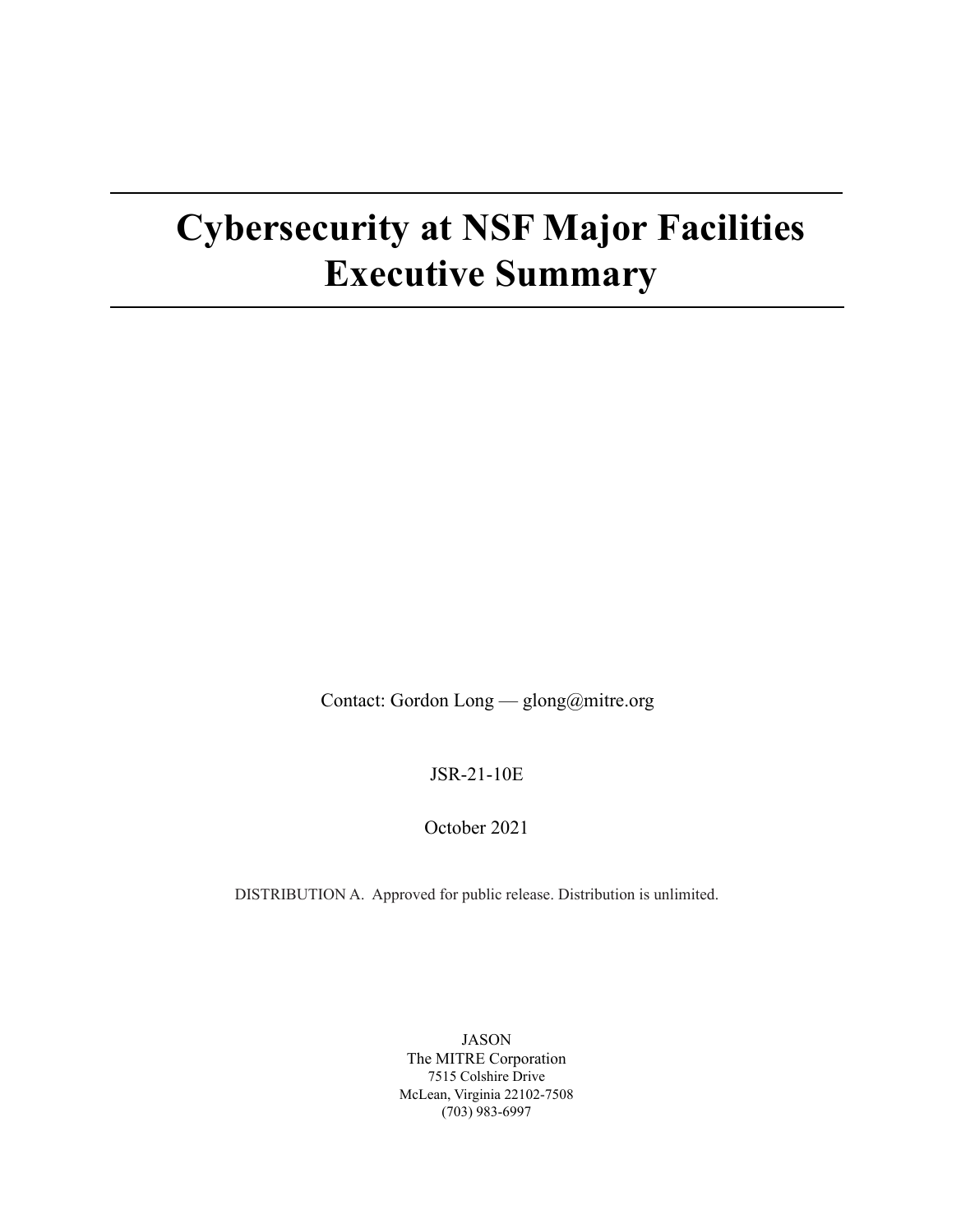# Cybersecurity at NSF Major Facilities Executive Summary

Contact: Gordon Long — glong@mitre.org

JSR-21-10E

October 2021

DISTRIBUTION A. Approved for public release. Distribution is unlimited.

JASON
The MITRE Corporation
7515 Colshire Drive
McLean, Virginia 22102-7508
(703) 983-6997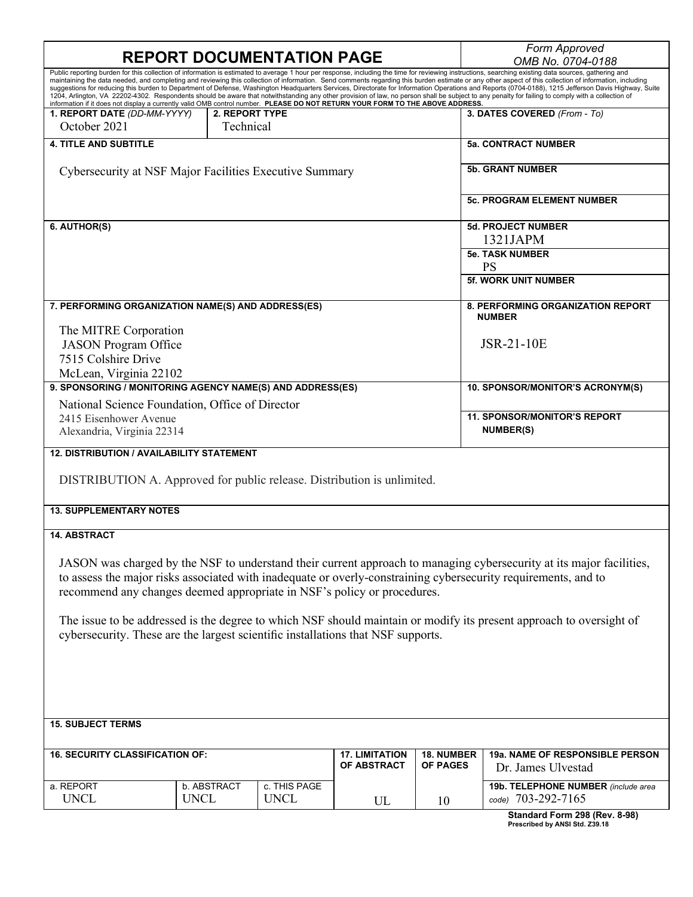# REPORT DOCUMENTATION PAGE

*Form Approved*
*OMB No. 0704-0188*

Public reporting burden for this collection of information is estimated to average 1 hour per response, including the time for reviewing instructions, searching existing data sources, gathering and maintaining the data needed, and completing and reviewing this collection of information. Send comments regarding this burden estimate or any other aspect of this collection of information, including suggestions for reducing this burden to Department of Defense, Washington Headquarters Services, Directorate for Information Operations and Reports (0704-0188), 1215 Jefferson Davis Highway, Suite 1204, Arlington, VA 22202-4302. Respondents should be aware that notwithstanding any other provision of law, no person shall be subject to any penalty for failing to comply with a collection of information if it does not display a currently valid OMB control number. **PLEASE DO NOT RETURN YOUR FORM TO THE ABOVE ADDRESS.**

| Field | Value |
|---|---|
| **1. REPORT DATE** *(DD-MM-YYYY)* | October 2021 |
| **2. REPORT TYPE** | Technical |
| **3. DATES COVERED** *(From - To)* | |
| **4. TITLE AND SUBTITLE** | Cybersecurity at NSF Major Facilities Executive Summary |
| **5a. CONTRACT NUMBER** | |
| **5b. GRANT NUMBER** | |
| **5c. PROGRAM ELEMENT NUMBER** | |
| **5d. PROJECT NUMBER** | 1321JAPM |
| **5e. TASK NUMBER** | PS |
| **5f. WORK UNIT NUMBER** | |
| **6. AUTHOR(S)** | |
| **7. PERFORMING ORGANIZATION NAME(S) AND ADDRESS(ES)** | The MITRE Corporation<br>JASON Program Office<br>7515 Colshire Drive<br>McLean, Virginia 22102 |
| **8. PERFORMING ORGANIZATION REPORT NUMBER** | JSR-21-10E |
| **9. SPONSORING / MONITORING AGENCY NAME(S) AND ADDRESS(ES)** | National Science Foundation, Office of Director<br>2415 Eisenhower Avenue<br>Alexandria, Virginia 22314 |
| **10. SPONSOR/MONITOR'S ACRONYM(S)** | |
| **11. SPONSOR/MONITOR'S REPORT NUMBER(S)** | |

**12. DISTRIBUTION / AVAILABILITY STATEMENT**

DISTRIBUTION A. Approved for public release. Distribution is unlimited.

**13. SUPPLEMENTARY NOTES**

**14. ABSTRACT**

JASON was charged by the NSF to understand their current approach to managing cybersecurity at its major facilities, to assess the major risks associated with inadequate or overly-constraining cybersecurity requirements, and to recommend any changes deemed appropriate in NSF's policy or procedures.

The issue to be addressed is the degree to which NSF should maintain or modify its present approach to oversight of cybersecurity. These are the largest scientific installations that NSF supports.

**15. SUBJECT TERMS**

| 16. SECURITY CLASSIFICATION OF: a. REPORT | b. ABSTRACT | c. THIS PAGE | 17. LIMITATION OF ABSTRACT | 18. NUMBER OF PAGES | 19a. NAME OF RESPONSIBLE PERSON | 19b. TELEPHONE NUMBER *(include area code)* |
|---|---|---|---|---|---|---|
| UNCL | UNCL | UNCL | UL | 10 | Dr. James Ulvestad | 703-292-7165 |

**Standard Form 298 (Rev. 8-98)**
**Prescribed by ANSI Std. Z39.18**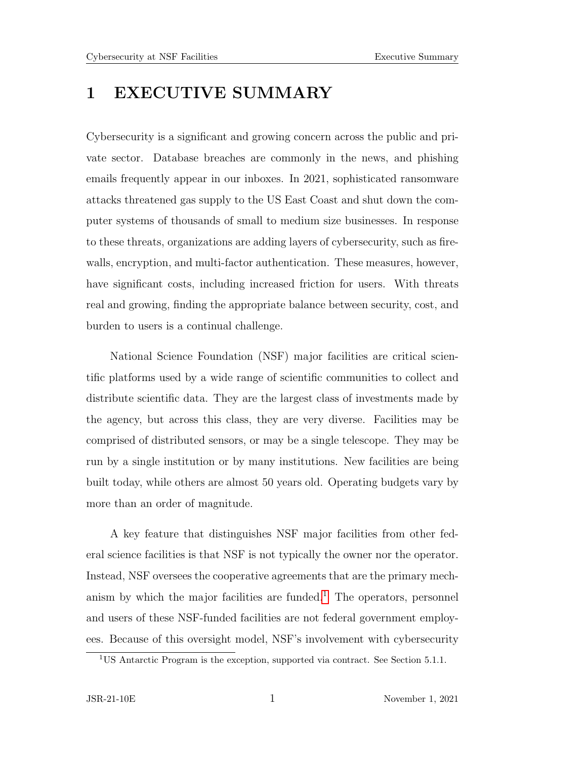# 1 EXECUTIVE SUMMARY

Cybersecurity is a significant and growing concern across the public and private sector. Database breaches are commonly in the news, and phishing emails frequently appear in our inboxes. In 2021, sophisticated ransomware attacks threatened gas supply to the US East Coast and shut down the computer systems of thousands of small to medium size businesses. In response to these threats, organizations are adding layers of cybersecurity, such as firewalls, encryption, and multi-factor authentication. These measures, however, have significant costs, including increased friction for users. With threats real and growing, finding the appropriate balance between security, cost, and burden to users is a continual challenge.

National Science Foundation (NSF) major facilities are critical scientific platforms used by a wide range of scientific communities to collect and distribute scientific data. They are the largest class of investments made by the agency, but across this class, they are very diverse. Facilities may be comprised of distributed sensors, or may be a single telescope. They may be run by a single institution or by many institutions. New facilities are being built today, while others are almost 50 years old. Operating budgets vary by more than an order of magnitude.

A key feature that distinguishes NSF major facilities from other federal science facilities is that NSF is not typically the owner nor the operator. Instead, NSF oversees the cooperative agreements that are the primary mechanism by which the major facilities are funded.[1] The operators, personnel and users of these NSF-funded facilities are not federal government employees. Because of this oversight model, NSF's involvement with cybersecurity

[1] US Antarctic Program is the exception, supported via contract. See Section 5.1.1.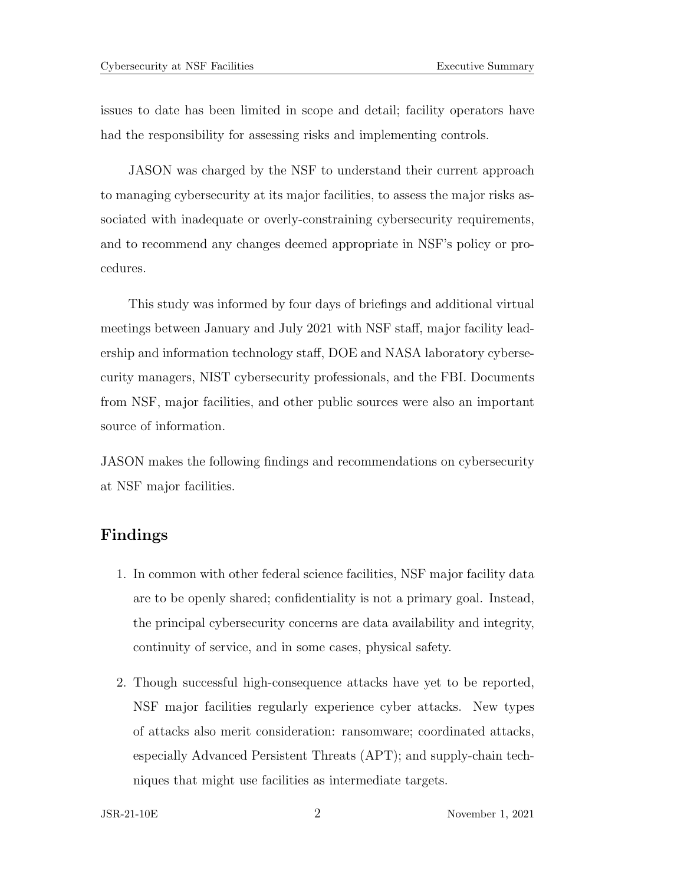issues to date has been limited in scope and detail; facility operators have had the responsibility for assessing risks and implementing controls.

JASON was charged by the NSF to understand their current approach to managing cybersecurity at its major facilities, to assess the major risks associated with inadequate or overly-constraining cybersecurity requirements, and to recommend any changes deemed appropriate in NSF's policy or procedures.

This study was informed by four days of briefings and additional virtual meetings between January and July 2021 with NSF staff, major facility leadership and information technology staff, DOE and NASA laboratory cybersecurity managers, NIST cybersecurity professionals, and the FBI. Documents from NSF, major facilities, and other public sources were also an important source of information.

JASON makes the following findings and recommendations on cybersecurity at NSF major facilities.

## Findings

1. In common with other federal science facilities, NSF major facility data are to be openly shared; confidentiality is not a primary goal. Instead, the principal cybersecurity concerns are data availability and integrity, continuity of service, and in some cases, physical safety.
2. Though successful high-consequence attacks have yet to be reported, NSF major facilities regularly experience cyber attacks. New types of attacks also merit consideration: ransomware; coordinated attacks, especially Advanced Persistent Threats (APT); and supply-chain techniques that might use facilities as intermediate targets.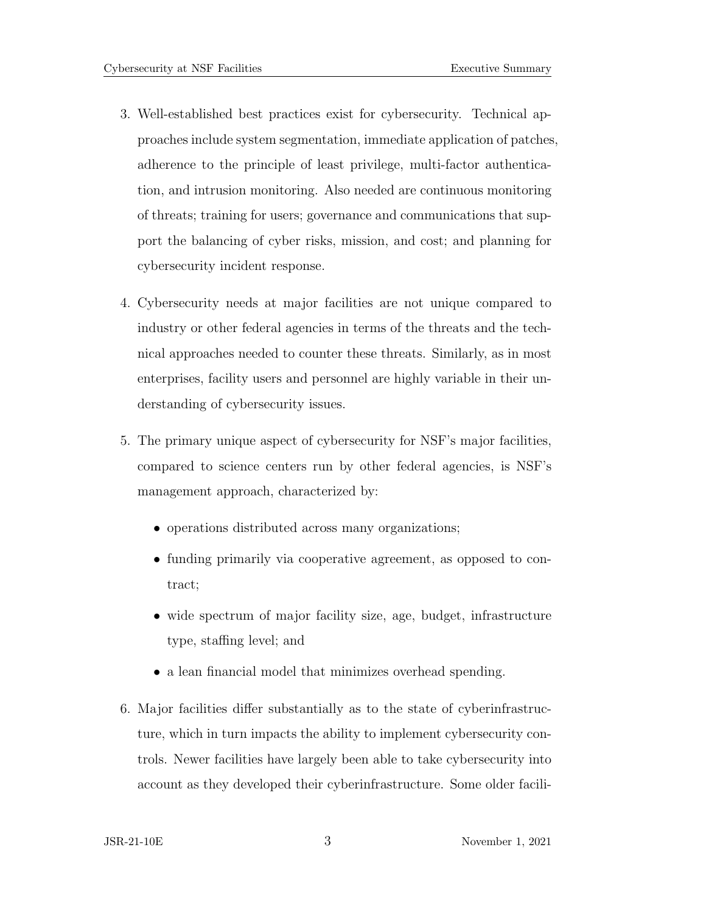3. Well-established best practices exist for cybersecurity. Technical approaches include system segmentation, immediate application of patches, adherence to the principle of least privilege, multi-factor authentication, and intrusion monitoring. Also needed are continuous monitoring of threats; training for users; governance and communications that support the balancing of cyber risks, mission, and cost; and planning for cybersecurity incident response.

4. Cybersecurity needs at major facilities are not unique compared to industry or other federal agencies in terms of the threats and the technical approaches needed to counter these threats. Similarly, as in most enterprises, facility users and personnel are highly variable in their understanding of cybersecurity issues.

5. The primary unique aspect of cybersecurity for NSF's major facilities, compared to science centers run by other federal agencies, is NSF's management approach, characterized by:

   - operations distributed across many organizations;
   - funding primarily via cooperative agreement, as opposed to contract;
   - wide spectrum of major facility size, age, budget, infrastructure type, staffing level; and
   - a lean financial model that minimizes overhead spending.

6. Major facilities differ substantially as to the state of cyberinfrastructure, which in turn impacts the ability to implement cybersecurity controls. Newer facilities have largely been able to take cybersecurity into account as they developed their cyberinfrastructure. Some older facili-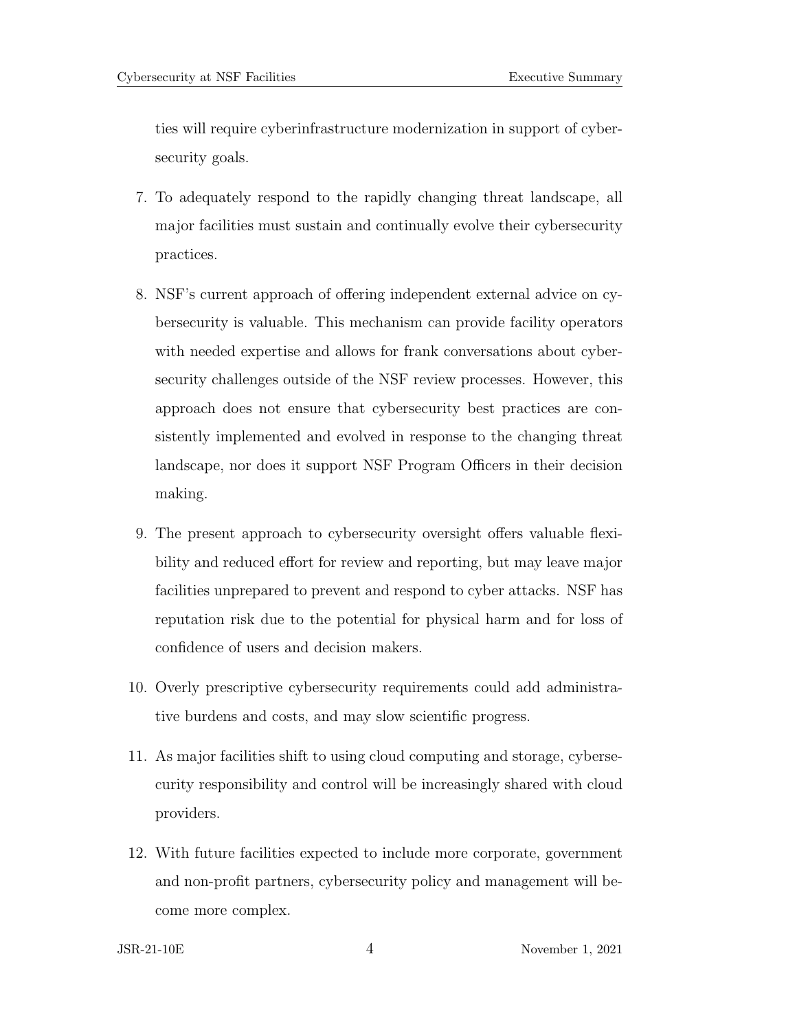ties will require cyberinfrastructure modernization in support of cybersecurity goals.

7. To adequately respond to the rapidly changing threat landscape, all major facilities must sustain and continually evolve their cybersecurity practices.

8. NSF's current approach of offering independent external advice on cybersecurity is valuable. This mechanism can provide facility operators with needed expertise and allows for frank conversations about cybersecurity challenges outside of the NSF review processes. However, this approach does not ensure that cybersecurity best practices are consistently implemented and evolved in response to the changing threat landscape, nor does it support NSF Program Officers in their decision making.

9. The present approach to cybersecurity oversight offers valuable flexibility and reduced effort for review and reporting, but may leave major facilities unprepared to prevent and respond to cyber attacks. NSF has reputation risk due to the potential for physical harm and for loss of confidence of users and decision makers.

10. Overly prescriptive cybersecurity requirements could add administrative burdens and costs, and may slow scientific progress.

11. As major facilities shift to using cloud computing and storage, cybersecurity responsibility and control will be increasingly shared with cloud providers.

12. With future facilities expected to include more corporate, government and non-profit partners, cybersecurity policy and management will become more complex.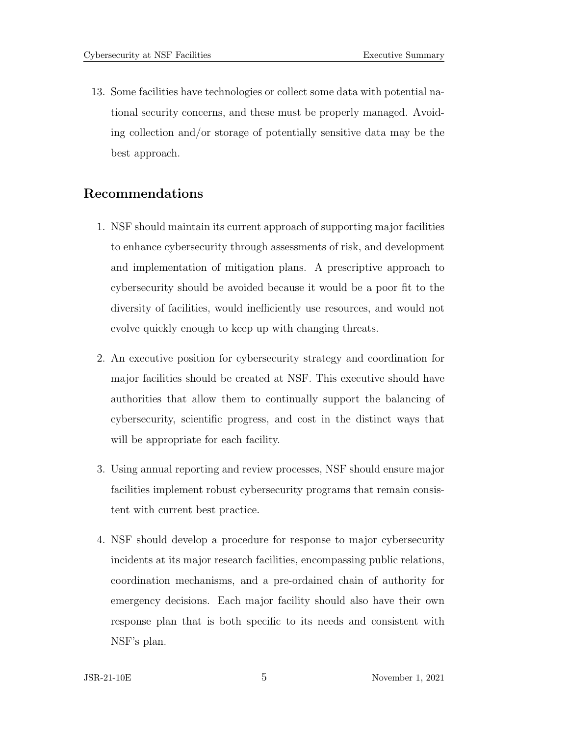13. Some facilities have technologies or collect some data with potential national security concerns, and these must be properly managed. Avoiding collection and/or storage of potentially sensitive data may be the best approach.

## Recommendations

1. NSF should maintain its current approach of supporting major facilities to enhance cybersecurity through assessments of risk, and development and implementation of mitigation plans. A prescriptive approach to cybersecurity should be avoided because it would be a poor fit to the diversity of facilities, would inefficiently use resources, and would not evolve quickly enough to keep up with changing threats.

2. An executive position for cybersecurity strategy and coordination for major facilities should be created at NSF. This executive should have authorities that allow them to continually support the balancing of cybersecurity, scientific progress, and cost in the distinct ways that will be appropriate for each facility.

3. Using annual reporting and review processes, NSF should ensure major facilities implement robust cybersecurity programs that remain consistent with current best practice.

4. NSF should develop a procedure for response to major cybersecurity incidents at its major research facilities, encompassing public relations, coordination mechanisms, and a pre-ordained chain of authority for emergency decisions. Each major facility should also have their own response plan that is both specific to its needs and consistent with NSF's plan.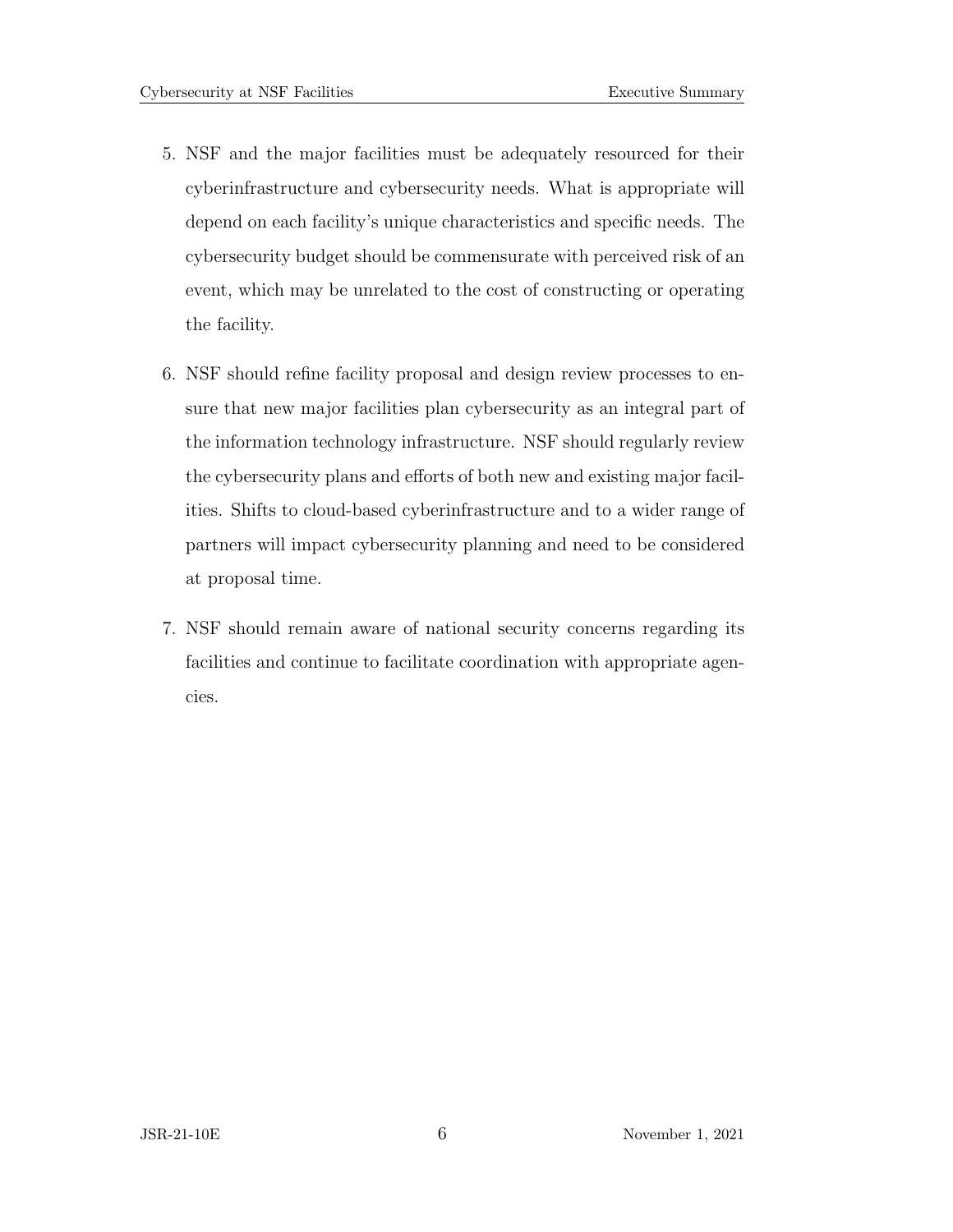5. NSF and the major facilities must be adequately resourced for their cyberinfrastructure and cybersecurity needs. What is appropriate will depend on each facility's unique characteristics and specific needs. The cybersecurity budget should be commensurate with perceived risk of an event, which may be unrelated to the cost of constructing or operating the facility.

6. NSF should refine facility proposal and design review processes to ensure that new major facilities plan cybersecurity as an integral part of the information technology infrastructure. NSF should regularly review the cybersecurity plans and efforts of both new and existing major facilities. Shifts to cloud-based cyberinfrastructure and to a wider range of partners will impact cybersecurity planning and need to be considered at proposal time.

7. NSF should remain aware of national security concerns regarding its facilities and continue to facilitate coordination with appropriate agencies.